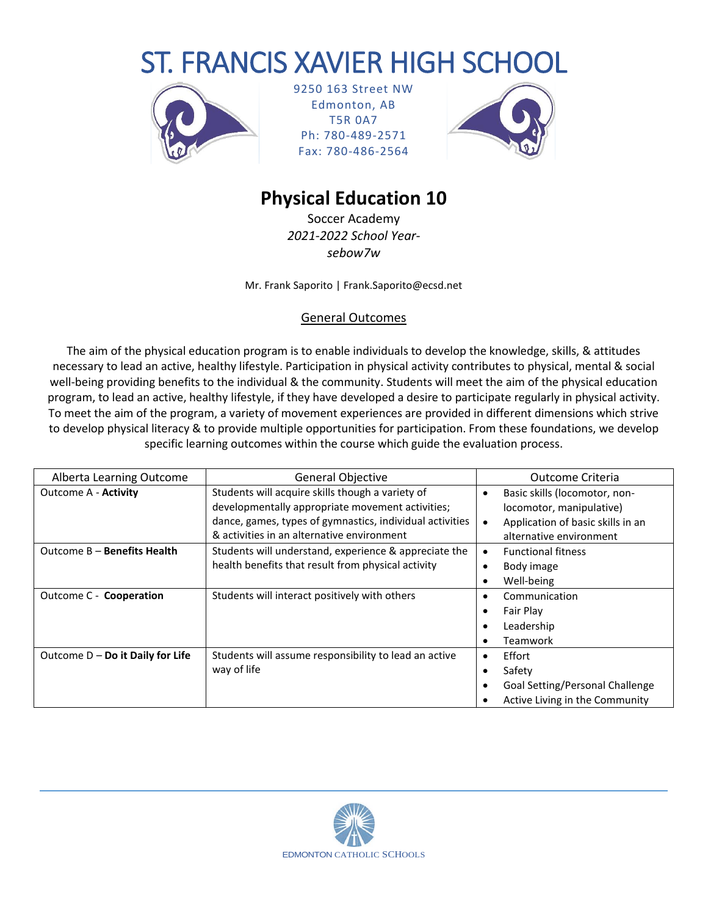# ST. FRANCIS XAVIER HIGH SCHOOL

9250 163 Street NW
Edmonton, AB
T5R 0A7
Ph: 780-489-2571
Fax: 780-486-2564

## Physical Education 10

Soccer Academy
*2021-2022 School Year- sebow7w*

Mr. Frank Saporito | Frank.Saporito@ecsd.net

### General Outcomes

The aim of the physical education program is to enable individuals to develop the knowledge, skills, & attitudes necessary to lead an active, healthy lifestyle. Participation in physical activity contributes to physical, mental & social well-being providing benefits to the individual & the community. Students will meet the aim of the physical education program, to lead an active, healthy lifestyle, if they have developed a desire to participate regularly in physical activity. To meet the aim of the program, a variety of movement experiences are provided in different dimensions which strive to develop physical literacy & to provide multiple opportunities for participation. From these foundations, we develop specific learning outcomes within the course which guide the evaluation process.

| Alberta Learning Outcome | General Objective | Outcome Criteria |
|---|---|---|
| Outcome A - **Activity** | Students will acquire skills though a variety of developmentally appropriate movement activities; dance, games, types of gymnastics, individual activities & activities in an alternative environment | • Basic skills (locomotor, non-locomotor, manipulative)<br>• Application of basic skills in an alternative environment |
| Outcome B – **Benefits Health** | Students will understand, experience & appreciate the health benefits that result from physical activity | • Functional fitness<br>• Body image<br>• Well-being |
| Outcome C - **Cooperation** | Students will interact positively with others | • Communication<br>• Fair Play<br>• Leadership<br>• Teamwork |
| Outcome D – **Do it Daily for Life** | Students will assume responsibility to lead an active way of life | • Effort<br>• Safety<br>• Goal Setting/Personal Challenge<br>• Active Living in the Community |

EDMONTON CATHOLIC SCHOOLS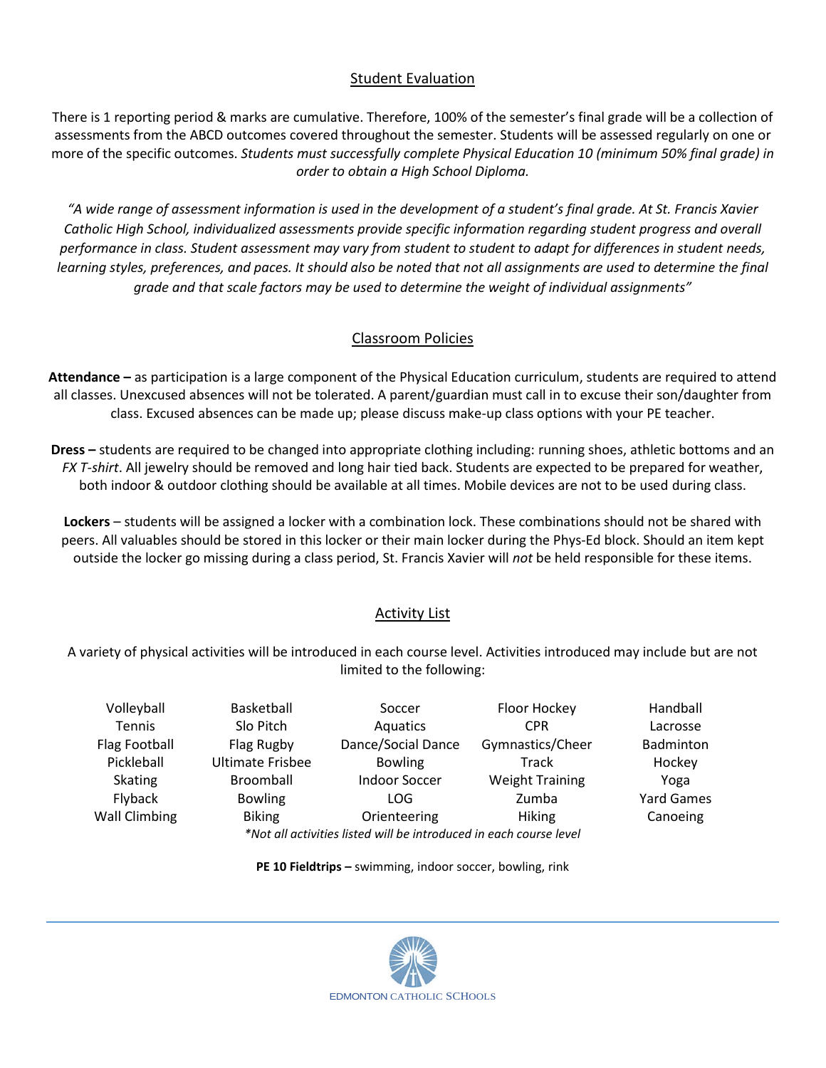## Student Evaluation

There is 1 reporting period & marks are cumulative. Therefore, 100% of the semester's final grade will be a collection of assessments from the ABCD outcomes covered throughout the semester. Students will be assessed regularly on one or more of the specific outcomes. *Students must successfully complete Physical Education 10 (minimum 50% final grade) in order to obtain a High School Diploma.*

*"A wide range of assessment information is used in the development of a student's final grade. At St. Francis Xavier Catholic High School, individualized assessments provide specific information regarding student progress and overall performance in class. Student assessment may vary from student to student to adapt for differences in student needs, learning styles, preferences, and paces. It should also be noted that not all assignments are used to determine the final grade and that scale factors may be used to determine the weight of individual assignments"*

## Classroom Policies

**Attendance –** as participation is a large component of the Physical Education curriculum, students are required to attend all classes. Unexcused absences will not be tolerated. A parent/guardian must call in to excuse their son/daughter from class. Excused absences can be made up; please discuss make-up class options with your PE teacher.

**Dress –** students are required to be changed into appropriate clothing including: running shoes, athletic bottoms and an *FX T-shirt*. All jewelry should be removed and long hair tied back. Students are expected to be prepared for weather, both indoor & outdoor clothing should be available at all times. Mobile devices are not to be used during class.

**Lockers** – students will be assigned a locker with a combination lock. These combinations should not be shared with peers. All valuables should be stored in this locker or their main locker during the Phys-Ed block. Should an item kept outside the locker go missing during a class period, St. Francis Xavier will *not* be held responsible for these items.

## Activity List

A variety of physical activities will be introduced in each course level. Activities introduced may include but are not limited to the following:

| | | | | |
|---|---|---|---|---|
| Volleyball | Basketball | Soccer | Floor Hockey | Handball |
| Tennis | Slo Pitch | Aquatics | CPR | Lacrosse |
| Flag Football | Flag Rugby | Dance/Social Dance | Gymnastics/Cheer | Badminton |
| Pickleball | Ultimate Frisbee | Bowling | Track | Hockey |
| Skating | Broomball | Indoor Soccer | Weight Training | Yoga |
| Flyback | Bowling | LOG | Zumba | Yard Games |
| Wall Climbing | Biking | Orienteering | Hiking | Canoeing |

*\*Not all activities listed will be introduced in each course level*

**PE 10 Fieldtrips –** swimming, indoor soccer, bowling, rink

EDMONTON CATHOLIC SCHOOLS